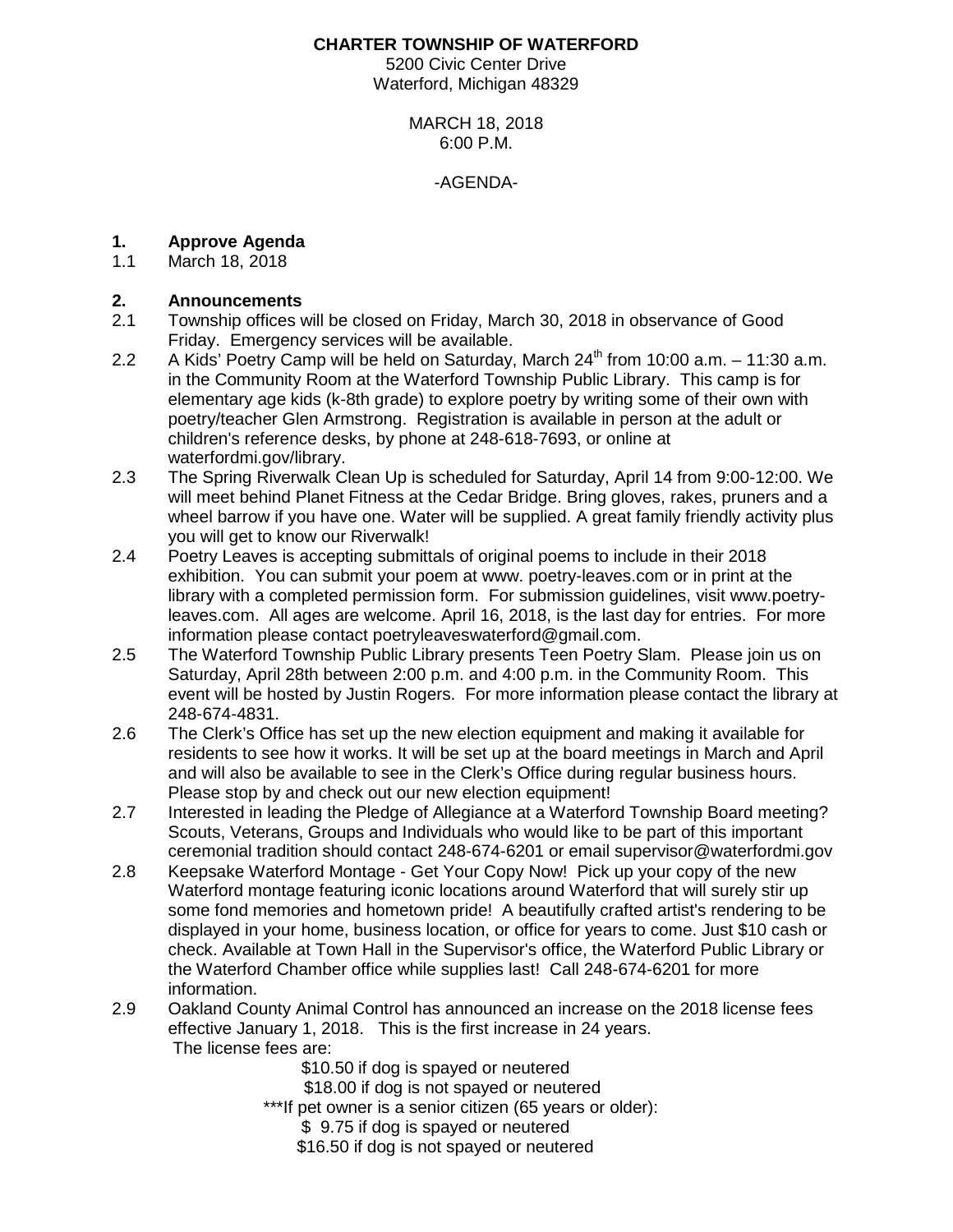**CHARTER TOWNSHIP OF WATERFORD**

5200 Civic Center Drive
Waterford, Michigan 48329

MARCH 18, 2018
6:00 P.M.

-AGENDA-

## 1. Approve Agenda

1.1 March 18, 2018

## 2. Announcements

2.1 Township offices will be closed on Friday, March 30, 2018 in observance of Good Friday. Emergency services will be available.

2.2 A Kids' Poetry Camp will be held on Saturday, March 24th from 10:00 a.m. – 11:30 a.m. in the Community Room at the Waterford Township Public Library. This camp is for elementary age kids (k-8th grade) to explore poetry by writing some of their own with poetry/teacher Glen Armstrong. Registration is available in person at the adult or children's reference desks, by phone at 248-618-7693, or online at waterfordmi.gov/library.

2.3 The Spring Riverwalk Clean Up is scheduled for Saturday, April 14 from 9:00-12:00. We will meet behind Planet Fitness at the Cedar Bridge. Bring gloves, rakes, pruners and a wheel barrow if you have one. Water will be supplied. A great family friendly activity plus you will get to know our Riverwalk!

2.4 Poetry Leaves is accepting submittals of original poems to include in their 2018 exhibition. You can submit your poem at www. poetry-leaves.com or in print at the library with a completed permission form. For submission guidelines, visit www.poetry-leaves.com. All ages are welcome. April 16, 2018, is the last day for entries. For more information please contact poetryleaveswaterford@gmail.com.

2.5 The Waterford Township Public Library presents Teen Poetry Slam. Please join us on Saturday, April 28th between 2:00 p.m. and 4:00 p.m. in the Community Room. This event will be hosted by Justin Rogers. For more information please contact the library at 248-674-4831.

2.6 The Clerk's Office has set up the new election equipment and making it available for residents to see how it works. It will be set up at the board meetings in March and April and will also be available to see in the Clerk's Office during regular business hours. Please stop by and check out our new election equipment!

2.7 Interested in leading the Pledge of Allegiance at a Waterford Township Board meeting? Scouts, Veterans, Groups and Individuals who would like to be part of this important ceremonial tradition should contact 248-674-6201 or email supervisor@waterfordmi.gov

2.8 Keepsake Waterford Montage - Get Your Copy Now! Pick up your copy of the new Waterford montage featuring iconic locations around Waterford that will surely stir up some fond memories and hometown pride! A beautifully crafted artist's rendering to be displayed in your home, business location, or office for years to come. Just $10 cash or check. Available at Town Hall in the Supervisor's office, the Waterford Public Library or the Waterford Chamber office while supplies last! Call 248-674-6201 for more information.

2.9 Oakland County Animal Control has announced an increase on the 2018 license fees effective January 1, 2018. This is the first increase in 24 years.
The license fees are:

$10.50 if dog is spayed or neutered
$18.00 if dog is not spayed or neutered
***If pet owner is a senior citizen (65 years or older):
$ 9.75 if dog is spayed or neutered
$16.50 if dog is not spayed or neutered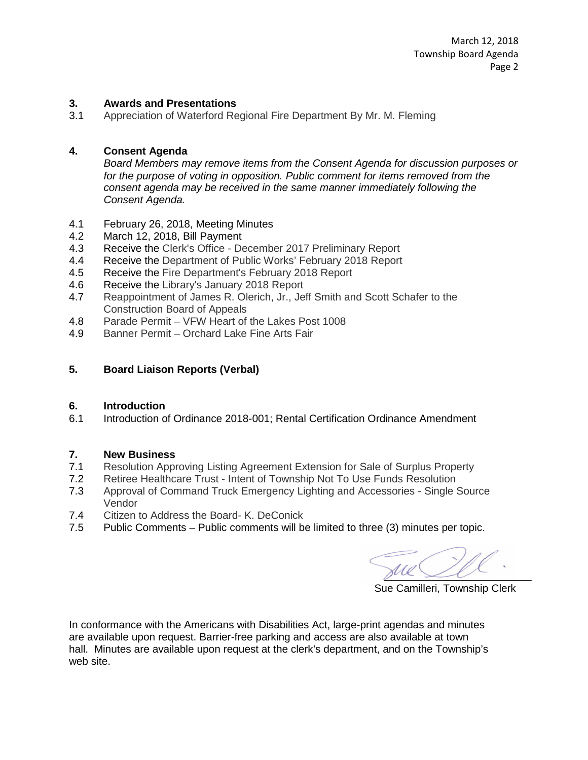## 3. Awards and Presentations

3.1 Appreciation of Waterford Regional Fire Department By Mr. M. Fleming

## 4. Consent Agenda

*Board Members may remove items from the Consent Agenda for discussion purposes or for the purpose of voting in opposition. Public comment for items removed from the consent agenda may be received in the same manner immediately following the Consent Agenda.*

4.1 February 26, 2018, Meeting Minutes
4.2 March 12, 2018, Bill Payment
4.3 Receive the Clerk's Office - December 2017 Preliminary Report
4.4 Receive the Department of Public Works' February 2018 Report
4.5 Receive the Fire Department's February 2018 Report
4.6 Receive the Library's January 2018 Report
4.7 Reappointment of James R. Olerich, Jr., Jeff Smith and Scott Schafer to the Construction Board of Appeals
4.8 Parade Permit – VFW Heart of the Lakes Post 1008
4.9 Banner Permit – Orchard Lake Fine Arts Fair

## 5. Board Liaison Reports (Verbal)

## 6. Introduction

6.1 Introduction of Ordinance 2018-001; Rental Certification Ordinance Amendment

## 7. New Business

7.1 Resolution Approving Listing Agreement Extension for Sale of Surplus Property
7.2 Retiree Healthcare Trust - Intent of Township Not To Use Funds Resolution
7.3 Approval of Command Truck Emergency Lighting and Accessories - Single Source Vendor
7.4 Citizen to Address the Board- K. DeConick
7.5 Public Comments – Public comments will be limited to three (3) minutes per topic.

Sue Camilleri, Township Clerk

In conformance with the Americans with Disabilities Act, large-print agendas and minutes are available upon request. Barrier-free parking and access are also available at town hall. Minutes are available upon request at the clerk's department, and on the Township's web site.